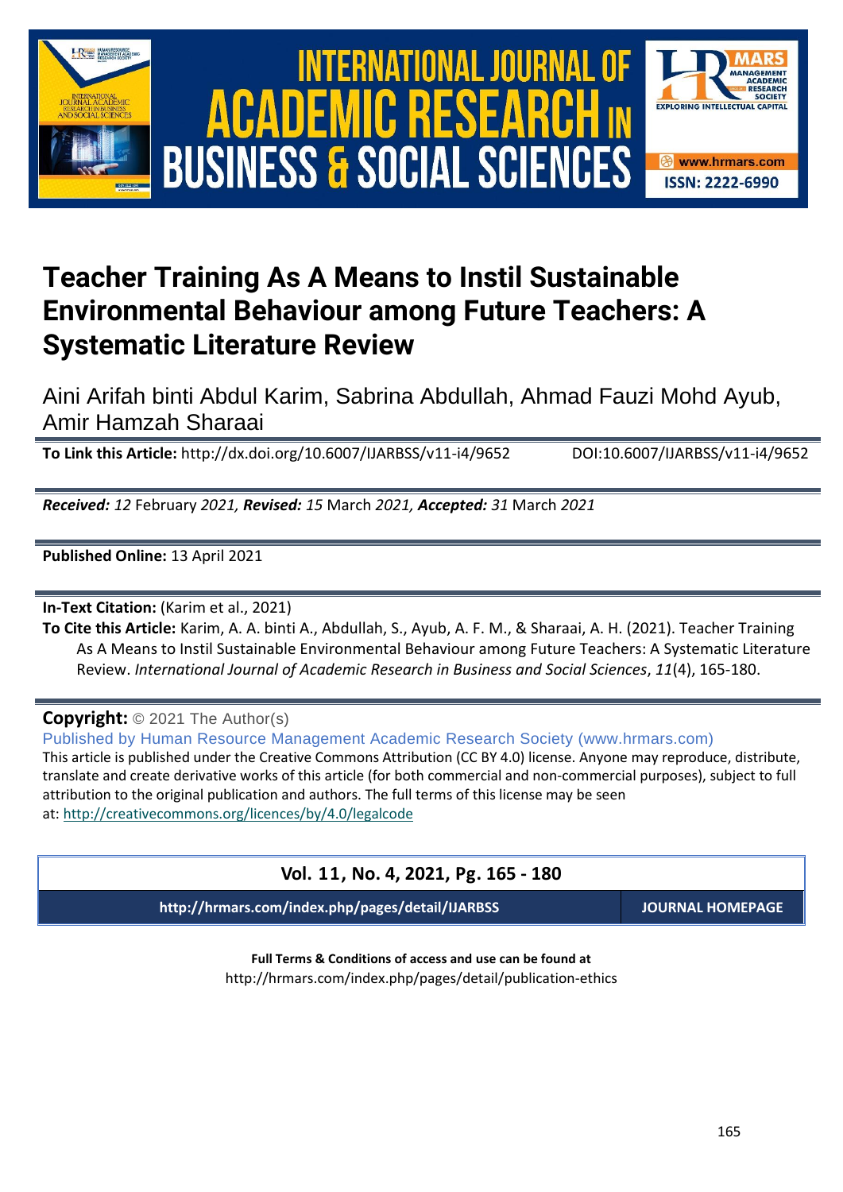# Teacher Training As A Means to Instil Sustainable Environmental Behaviour among Future Teachers: A Systematic Literature Review

Aini Arifah binti Abdul Karim, Sabrina Abdullah, Ahmad Fauzi Mohd Ayub, Amir Hamzah Sharaai

**To Link this Article:** http://dx.doi.org/10.6007/IJARBSS/v11-i4/9652 DOI:10.6007/IJARBSS/v11-i4/9652

***Received:** 12* February *2021, **Revised:** 15* March *2021, **Accepted:** 31* March *2021*

**Published Online:** 13 April 2021

**In-Text Citation:** (Karim et al., 2021)

**To Cite this Article:** Karim, A. A. binti A., Abdullah, S., Ayub, A. F. M., & Sharaai, A. H. (2021). Teacher Training As A Means to Instil Sustainable Environmental Behaviour among Future Teachers: A Systematic Literature Review. *International Journal of Academic Research in Business and Social Sciences*, *11*(4), 165-180.

**Copyright:** © 2021 The Author(s)

Published by Human Resource Management Academic Research Society (www.hrmars.com)

This article is published under the Creative Commons Attribution (CC BY 4.0) license. Anyone may reproduce, distribute, translate and create derivative works of this article (for both commercial and non-commercial purposes), subject to full attribution to the original publication and authors. The full terms of this license may be seen at: http://creativecommons.org/licences/by/4.0/legalcode

**Vol. 11, No. 4, 2021, Pg. 165 - 180**

**http://hrmars.com/index.php/pages/detail/IJARBSS** **JOURNAL HOMEPAGE**

**Full Terms & Conditions of access and use can be found at**

http://hrmars.com/index.php/pages/detail/publication-ethics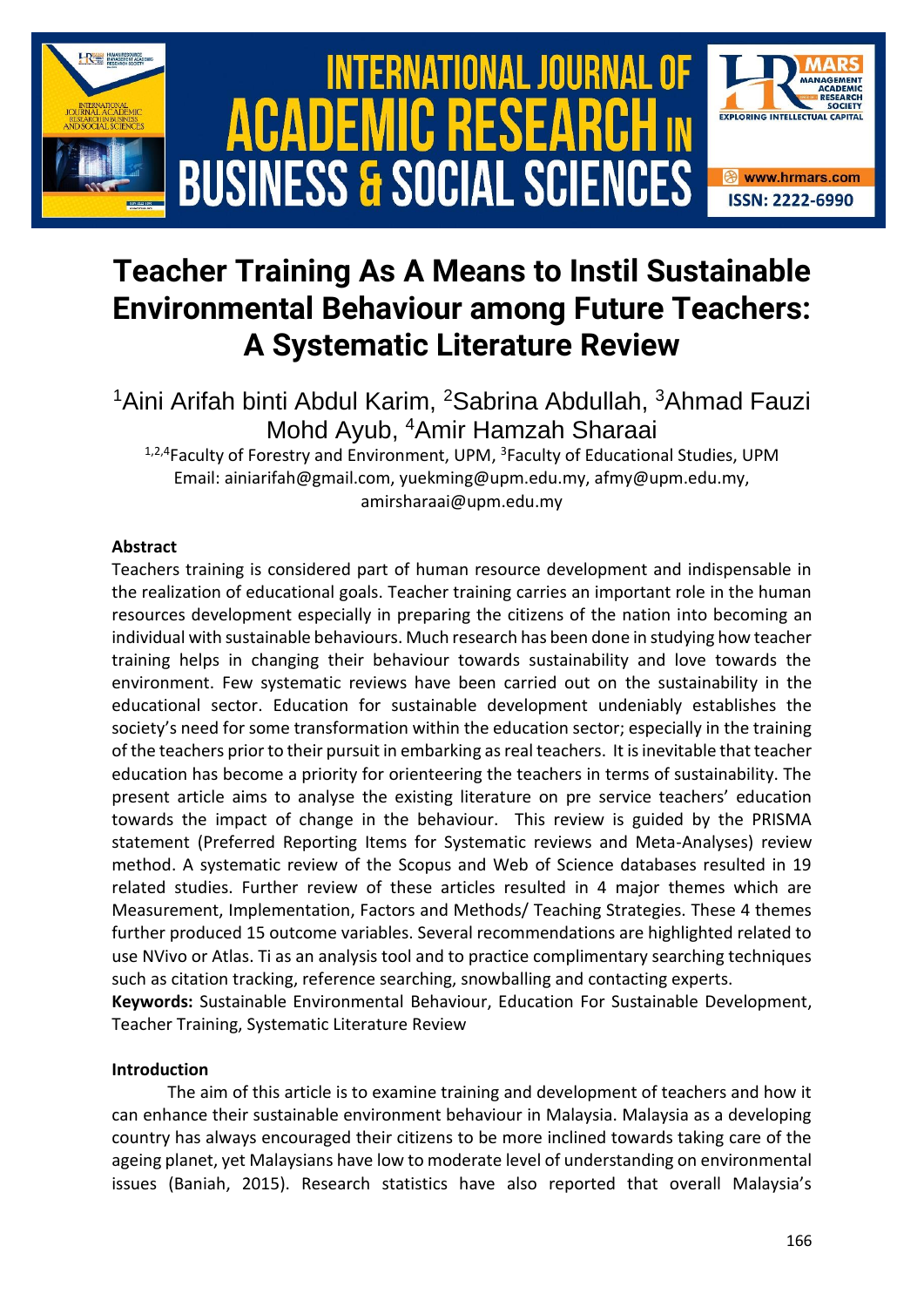# Teacher Training As A Means to Instil Sustainable Environmental Behaviour among Future Teachers: A Systematic Literature Review

[1]Aini Arifah binti Abdul Karim, [2]Sabrina Abdullah, [3]Ahmad Fauzi Mohd Ayub, [4]Amir Hamzah Sharaai

[1,2,4]Faculty of Forestry and Environment, UPM, [3]Faculty of Educational Studies, UPM
Email: ainiarifah@gmail.com, yuekming@upm.edu.my, afmy@upm.edu.my, amirsharaai@upm.edu.my

**Abstract**

Teachers training is considered part of human resource development and indispensable in the realization of educational goals. Teacher training carries an important role in the human resources development especially in preparing the citizens of the nation into becoming an individual with sustainable behaviours. Much research has been done in studying how teacher training helps in changing their behaviour towards sustainability and love towards the environment. Few systematic reviews have been carried out on the sustainability in the educational sector. Education for sustainable development undeniably establishes the society's need for some transformation within the education sector; especially in the training of the teachers prior to their pursuit in embarking as real teachers. It is inevitable that teacher education has become a priority for orienteering the teachers in terms of sustainability. The present article aims to analyse the existing literature on pre service teachers' education towards the impact of change in the behaviour. This review is guided by the PRISMA statement (Preferred Reporting Items for Systematic reviews and Meta-Analyses) review method. A systematic review of the Scopus and Web of Science databases resulted in 19 related studies. Further review of these articles resulted in 4 major themes which are Measurement, Implementation, Factors and Methods/ Teaching Strategies. These 4 themes further produced 15 outcome variables. Several recommendations are highlighted related to use NVivo or Atlas. Ti as an analysis tool and to practice complimentary searching techniques such as citation tracking, reference searching, snowballing and contacting experts.

**Keywords:** Sustainable Environmental Behaviour, Education For Sustainable Development, Teacher Training, Systematic Literature Review

**Introduction**

The aim of this article is to examine training and development of teachers and how it can enhance their sustainable environment behaviour in Malaysia. Malaysia as a developing country has always encouraged their citizens to be more inclined towards taking care of the ageing planet, yet Malaysians have low to moderate level of understanding on environmental issues (Baniah, 2015). Research statistics have also reported that overall Malaysia's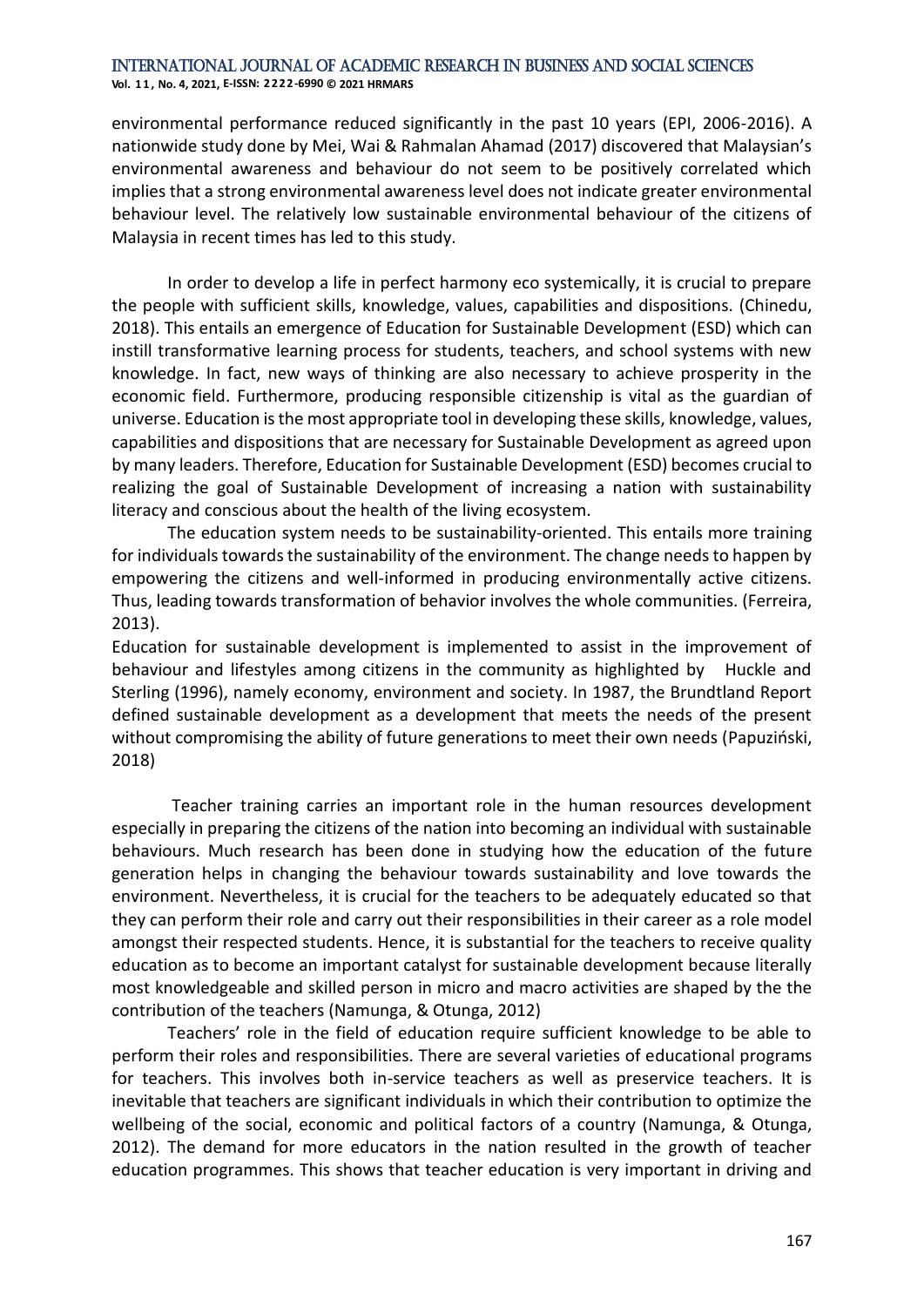environmental performance reduced significantly in the past 10 years (EPI, 2006-2016). A nationwide study done by Mei, Wai & Rahmalan Ahamad (2017) discovered that Malaysian's environmental awareness and behaviour do not seem to be positively correlated which implies that a strong environmental awareness level does not indicate greater environmental behaviour level. The relatively low sustainable environmental behaviour of the citizens of Malaysia in recent times has led to this study.

In order to develop a life in perfect harmony eco systemically, it is crucial to prepare the people with sufficient skills, knowledge, values, capabilities and dispositions. (Chinedu, 2018). This entails an emergence of Education for Sustainable Development (ESD) which can instill transformative learning process for students, teachers, and school systems with new knowledge. In fact, new ways of thinking are also necessary to achieve prosperity in the economic field. Furthermore, producing responsible citizenship is vital as the guardian of universe. Education is the most appropriate tool in developing these skills, knowledge, values, capabilities and dispositions that are necessary for Sustainable Development as agreed upon by many leaders. Therefore, Education for Sustainable Development (ESD) becomes crucial to realizing the goal of Sustainable Development of increasing a nation with sustainability literacy and conscious about the health of the living ecosystem.

The education system needs to be sustainability-oriented. This entails more training for individuals towards the sustainability of the environment. The change needs to happen by empowering the citizens and well-informed in producing environmentally active citizens. Thus, leading towards transformation of behavior involves the whole communities. (Ferreira, 2013).

Education for sustainable development is implemented to assist in the improvement of behaviour and lifestyles among citizens in the community as highlighted by Huckle and Sterling (1996), namely economy, environment and society. In 1987, the Brundtland Report defined sustainable development as a development that meets the needs of the present without compromising the ability of future generations to meet their own needs (Papuziński, 2018)

Teacher training carries an important role in the human resources development especially in preparing the citizens of the nation into becoming an individual with sustainable behaviours. Much research has been done in studying how the education of the future generation helps in changing the behaviour towards sustainability and love towards the environment. Nevertheless, it is crucial for the teachers to be adequately educated so that they can perform their role and carry out their responsibilities in their career as a role model amongst their respected students. Hence, it is substantial for the teachers to receive quality education as to become an important catalyst for sustainable development because literally most knowledgeable and skilled person in micro and macro activities are shaped by the the contribution of the teachers (Namunga, & Otunga, 2012)

Teachers' role in the field of education require sufficient knowledge to be able to perform their roles and responsibilities. There are several varieties of educational programs for teachers. This involves both in-service teachers as well as preservice teachers. It is inevitable that teachers are significant individuals in which their contribution to optimize the wellbeing of the social, economic and political factors of a country (Namunga, & Otunga, 2012). The demand for more educators in the nation resulted in the growth of teacher education programmes. This shows that teacher education is very important in driving and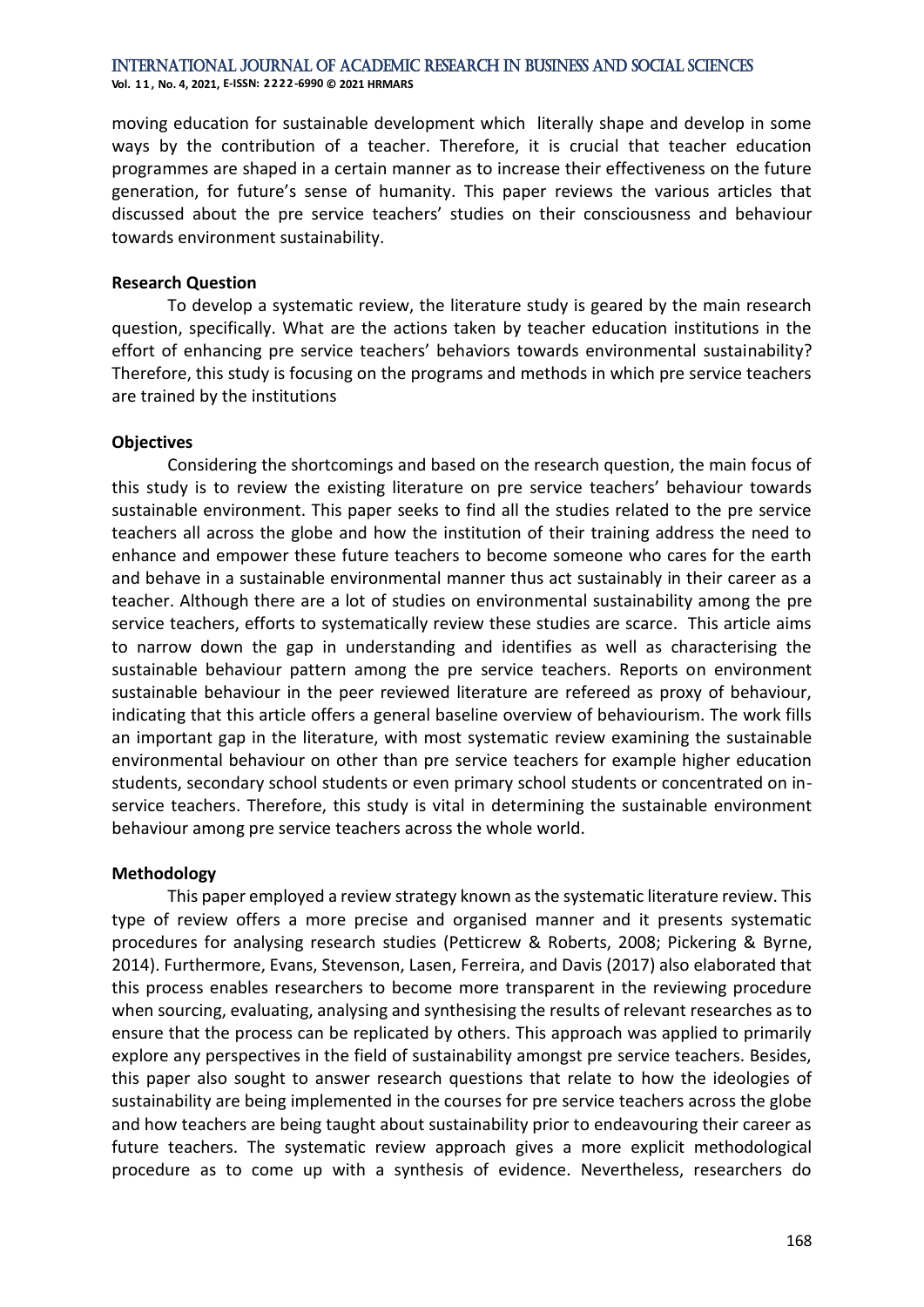moving education for sustainable development which literally shape and develop in some ways by the contribution of a teacher. Therefore, it is crucial that teacher education programmes are shaped in a certain manner as to increase their effectiveness on the future generation, for future's sense of humanity. This paper reviews the various articles that discussed about the pre service teachers' studies on their consciousness and behaviour towards environment sustainability.

### Research Question

To develop a systematic review, the literature study is geared by the main research question, specifically. What are the actions taken by teacher education institutions in the effort of enhancing pre service teachers' behaviors towards environmental sustainability? Therefore, this study is focusing on the programs and methods in which pre service teachers are trained by the institutions

### Objectives

Considering the shortcomings and based on the research question, the main focus of this study is to review the existing literature on pre service teachers' behaviour towards sustainable environment. This paper seeks to find all the studies related to the pre service teachers all across the globe and how the institution of their training address the need to enhance and empower these future teachers to become someone who cares for the earth and behave in a sustainable environmental manner thus act sustainably in their career as a teacher. Although there are a lot of studies on environmental sustainability among the pre service teachers, efforts to systematically review these studies are scarce. This article aims to narrow down the gap in understanding and identifies as well as characterising the sustainable behaviour pattern among the pre service teachers. Reports on environment sustainable behaviour in the peer reviewed literature are refereed as proxy of behaviour, indicating that this article offers a general baseline overview of behaviourism. The work fills an important gap in the literature, with most systematic review examining the sustainable environmental behaviour on other than pre service teachers for example higher education students, secondary school students or even primary school students or concentrated on in-service teachers. Therefore, this study is vital in determining the sustainable environment behaviour among pre service teachers across the whole world.

### Methodology

This paper employed a review strategy known as the systematic literature review. This type of review offers a more precise and organised manner and it presents systematic procedures for analysing research studies (Petticrew & Roberts, 2008; Pickering & Byrne, 2014). Furthermore, Evans, Stevenson, Lasen, Ferreira, and Davis (2017) also elaborated that this process enables researchers to become more transparent in the reviewing procedure when sourcing, evaluating, analysing and synthesising the results of relevant researches as to ensure that the process can be replicated by others. This approach was applied to primarily explore any perspectives in the field of sustainability amongst pre service teachers. Besides, this paper also sought to answer research questions that relate to how the ideologies of sustainability are being implemented in the courses for pre service teachers across the globe and how teachers are being taught about sustainability prior to endeavouring their career as future teachers. The systematic review approach gives a more explicit methodological procedure as to come up with a synthesis of evidence. Nevertheless, researchers do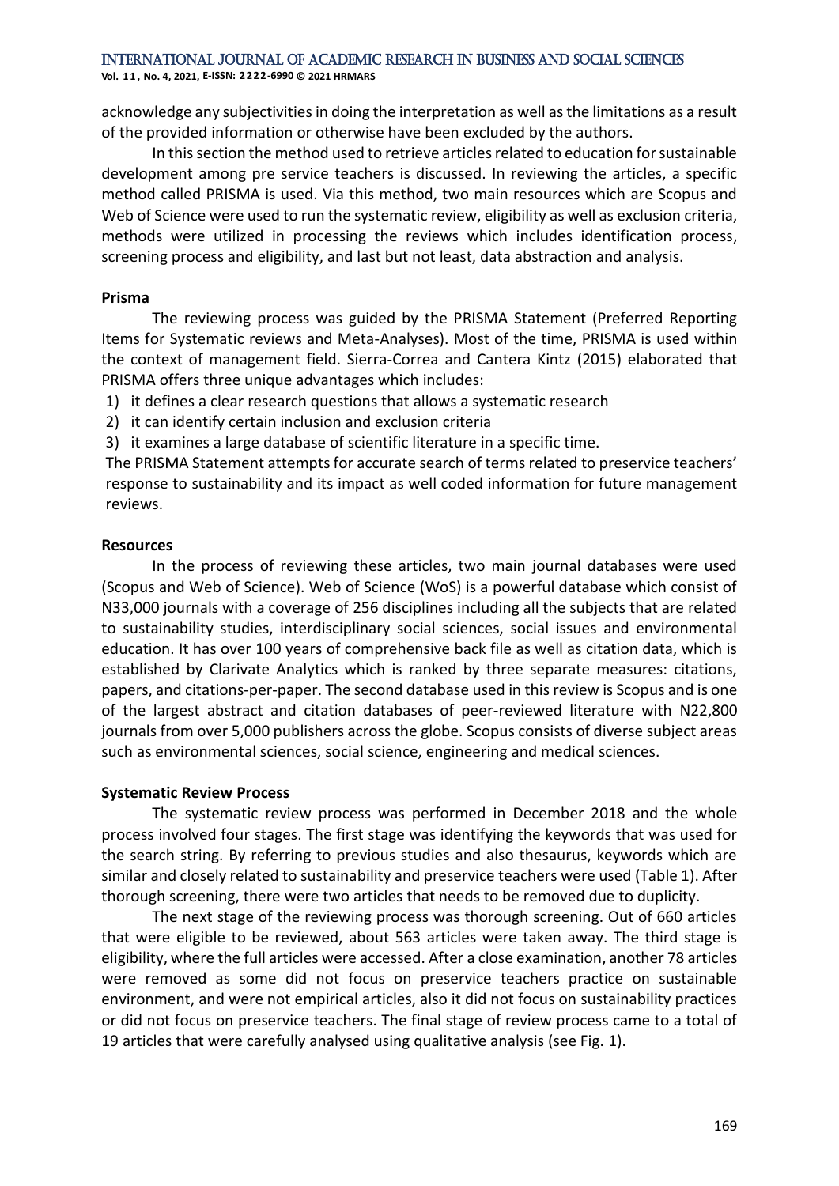acknowledge any subjectivities in doing the interpretation as well as the limitations as a result of the provided information or otherwise have been excluded by the authors.

In this section the method used to retrieve articles related to education for sustainable development among pre service teachers is discussed. In reviewing the articles, a specific method called PRISMA is used. Via this method, two main resources which are Scopus and Web of Science were used to run the systematic review, eligibility as well as exclusion criteria, methods were utilized in processing the reviews which includes identification process, screening process and eligibility, and last but not least, data abstraction and analysis.

**Prisma**

The reviewing process was guided by the PRISMA Statement (Preferred Reporting Items for Systematic reviews and Meta-Analyses). Most of the time, PRISMA is used within the context of management field. Sierra-Correa and Cantera Kintz (2015) elaborated that PRISMA offers three unique advantages which includes:

1) it defines a clear research questions that allows a systematic research
2) it can identify certain inclusion and exclusion criteria
3) it examines a large database of scientific literature in a specific time.

The PRISMA Statement attempts for accurate search of terms related to preservice teachers' response to sustainability and its impact as well coded information for future management reviews.

**Resources**

In the process of reviewing these articles, two main journal databases were used (Scopus and Web of Science). Web of Science (WoS) is a powerful database which consist of N33,000 journals with a coverage of 256 disciplines including all the subjects that are related to sustainability studies, interdisciplinary social sciences, social issues and environmental education. It has over 100 years of comprehensive back file as well as citation data, which is established by Clarivate Analytics which is ranked by three separate measures: citations, papers, and citations-per-paper. The second database used in this review is Scopus and is one of the largest abstract and citation databases of peer-reviewed literature with N22,800 journals from over 5,000 publishers across the globe. Scopus consists of diverse subject areas such as environmental sciences, social science, engineering and medical sciences.

**Systematic Review Process**

The systematic review process was performed in December 2018 and the whole process involved four stages. The first stage was identifying the keywords that was used for the search string. By referring to previous studies and also thesaurus, keywords which are similar and closely related to sustainability and preservice teachers were used (Table 1). After thorough screening, there were two articles that needs to be removed due to duplicity.

The next stage of the reviewing process was thorough screening. Out of 660 articles that were eligible to be reviewed, about 563 articles were taken away. The third stage is eligibility, where the full articles were accessed. After a close examination, another 78 articles were removed as some did not focus on preservice teachers practice on sustainable environment, and were not empirical articles, also it did not focus on sustainability practices or did not focus on preservice teachers. The final stage of review process came to a total of 19 articles that were carefully analysed using qualitative analysis (see Fig. 1).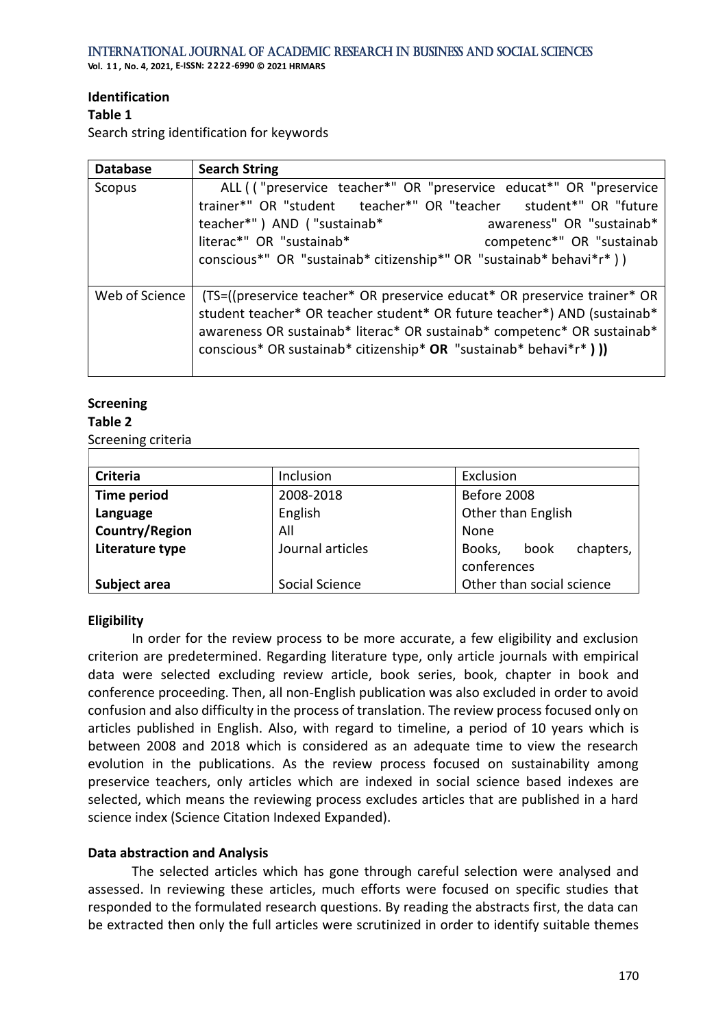**Identification**

**Table 1**

Search string identification for keywords

| Database | Search String |
|---|---|
| Scopus | ALL ( ( "preservice teacher*" OR "preservice educat*" OR "preservice trainer*" OR "student teacher*" OR "teacher student*" OR "future teacher*" ) AND ( "sustainab* awareness" OR "sustainab* literac*" OR "sustainab* competenc*" OR "sustainab conscious*" OR "sustainab* citizenship*" OR "sustainab* behavi*r* ) ) |
| Web of Science | (TS=((preservice teacher* OR preservice educat* OR preservice trainer* OR student teacher* OR teacher student* OR future teacher*) AND (sustainab* awareness OR sustainab* literac* OR sustainab* competenc* OR sustainab* conscious* OR sustainab* citizenship* **OR** "sustainab* behavi*r* **) ))** |

**Screening**

**Table 2**

Screening criteria

| Criteria | Inclusion | Exclusion |
|---|---|---|
| **Time period** | 2008-2018 | Before 2008 |
| **Language** | English | Other than English |
| **Country/Region** | All | None |
| **Literature type** | Journal articles | Books, book chapters, conferences |
| **Subject area** | Social Science | Other than social science |

**Eligibility**

In order for the review process to be more accurate, a few eligibility and exclusion criterion are predetermined. Regarding literature type, only article journals with empirical data were selected excluding review article, book series, book, chapter in book and conference proceeding. Then, all non-English publication was also excluded in order to avoid confusion and also difficulty in the process of translation. The review process focused only on articles published in English. Also, with regard to timeline, a period of 10 years which is between 2008 and 2018 which is considered as an adequate time to view the research evolution in the publications. As the review process focused on sustainability among preservice teachers, only articles which are indexed in social science based indexes are selected, which means the reviewing process excludes articles that are published in a hard science index (Science Citation Indexed Expanded).

**Data abstraction and Analysis**

The selected articles which has gone through careful selection were analysed and assessed. In reviewing these articles, much efforts were focused on specific studies that responded to the formulated research questions. By reading the abstracts first, the data can be extracted then only the full articles were scrutinized in order to identify suitable themes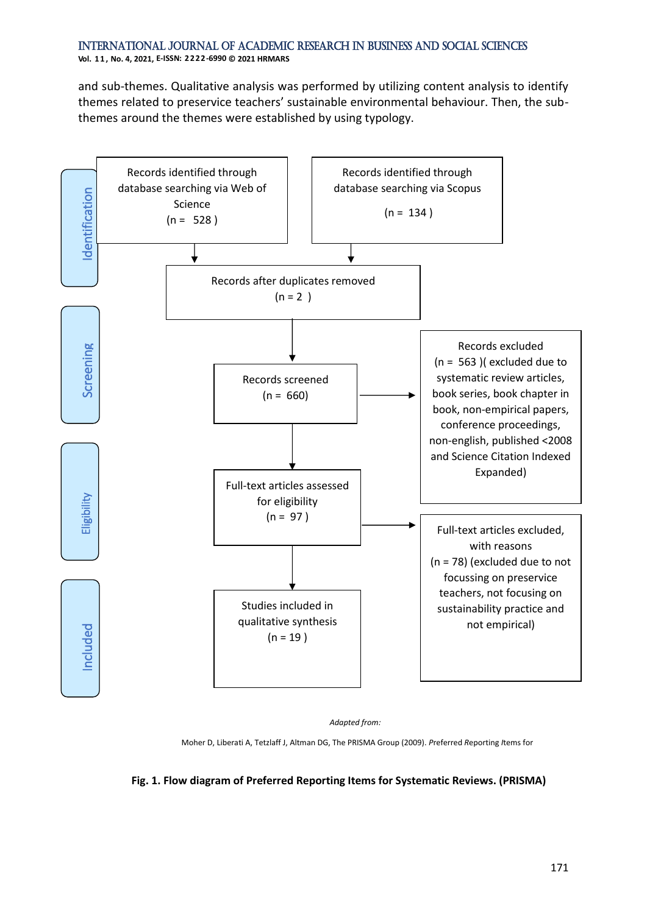and sub-themes. Qualitative analysis was performed by utilizing content analysis to identify themes related to preservice teachers' sustainable environmental behaviour. Then, the sub-themes around the themes were established by using typology.

**Identification**

Records identified through database searching via Web of Science (n = 528)

Records identified through database searching via Scopus (n = 134)

Records after duplicates removed (n = 2)

**Screening**

Records screened (n = 660)

Records excluded (n = 563)( excluded due to systematic review articles, book series, book chapter in book, non-empirical papers, conference proceedings, non-english, published <2008 and Science Citation Indexed Expanded)

**Eligibility**

Full-text articles assessed for eligibility (n = 97)

Full-text articles excluded, with reasons (n = 78) (excluded due to not focussing on preservice teachers, not focusing on sustainability practice and not empirical)

**Included**

Studies included in qualitative synthesis (n = 19)

*Adapted from:*

Moher D, Liberati A, Tetzlaff J, Altman DG, The PRISMA Group (2009). *P*referred *R*eporting *I*tems for

**Fig. 1. Flow diagram of Preferred Reporting Items for Systematic Reviews. (PRISMA)**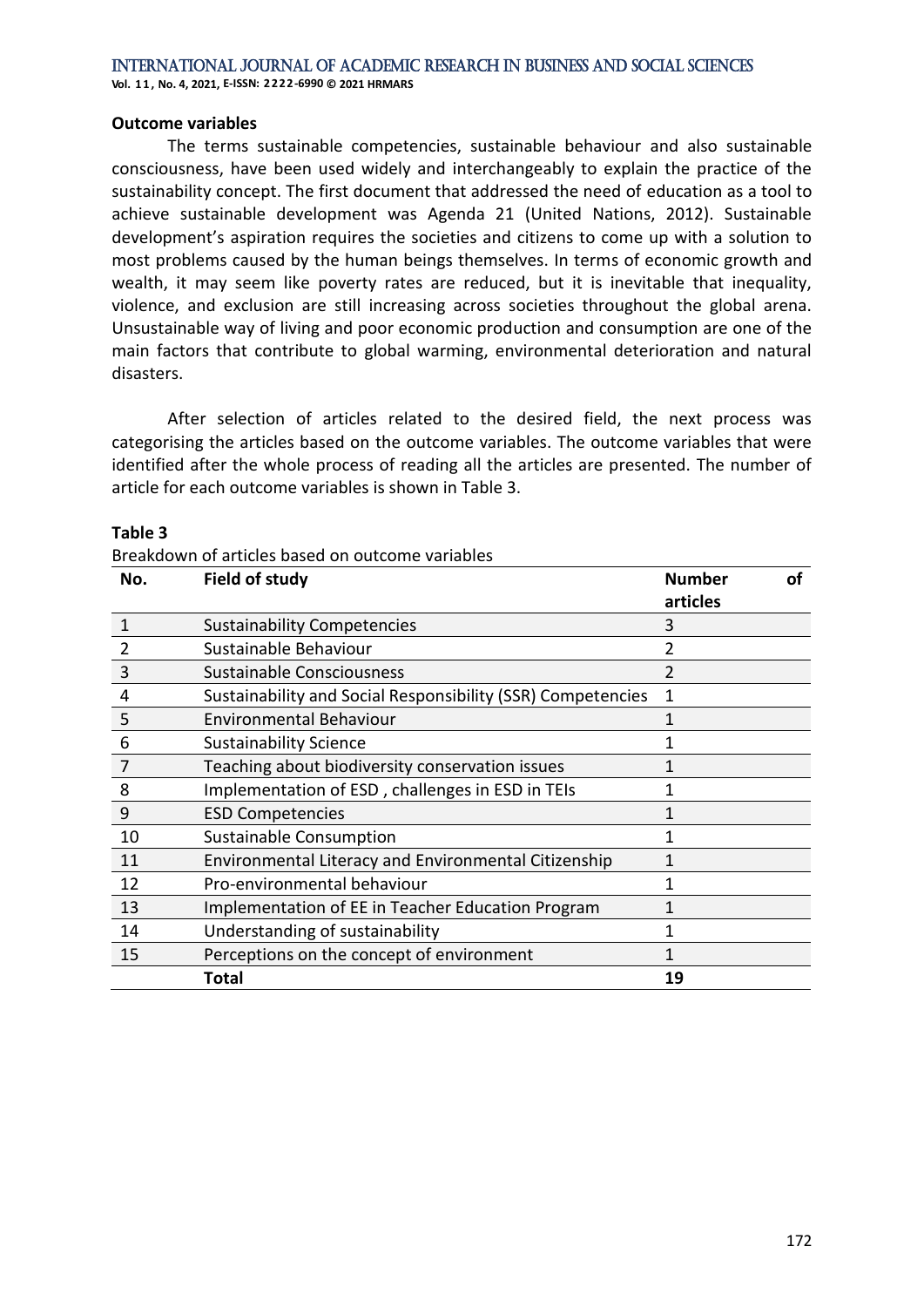**Outcome variables**

The terms sustainable competencies, sustainable behaviour and also sustainable consciousness, have been used widely and interchangeably to explain the practice of the sustainability concept. The first document that addressed the need of education as a tool to achieve sustainable development was Agenda 21 (United Nations, 2012). Sustainable development's aspiration requires the societies and citizens to come up with a solution to most problems caused by the human beings themselves. In terms of economic growth and wealth, it may seem like poverty rates are reduced, but it is inevitable that inequality, violence, and exclusion are still increasing across societies throughout the global arena. Unsustainable way of living and poor economic production and consumption are one of the main factors that contribute to global warming, environmental deterioration and natural disasters.

After selection of articles related to the desired field, the next process was categorising the articles based on the outcome variables. The outcome variables that were identified after the whole process of reading all the articles are presented. The number of article for each outcome variables is shown in Table 3.

**Table 3**

Breakdown of articles based on outcome variables

| No. | Field of study | Number of articles |
|---|---|---|
| 1 | Sustainability Competencies | 3 |
| 2 | Sustainable Behaviour | 2 |
| 3 | Sustainable Consciousness | 2 |
| 4 | Sustainability and Social Responsibility (SSR) Competencies | 1 |
| 5 | Environmental Behaviour | 1 |
| 6 | Sustainability Science | 1 |
| 7 | Teaching about biodiversity conservation issues | 1 |
| 8 | Implementation of ESD , challenges in ESD in TEIs | 1 |
| 9 | ESD Competencies | 1 |
| 10 | Sustainable Consumption | 1 |
| 11 | Environmental Literacy and Environmental Citizenship | 1 |
| 12 | Pro-environmental behaviour | 1 |
| 13 | Implementation of EE in Teacher Education Program | 1 |
| 14 | Understanding of sustainability | 1 |
| 15 | Perceptions on the concept of environment | 1 |
| | **Total** | **19** |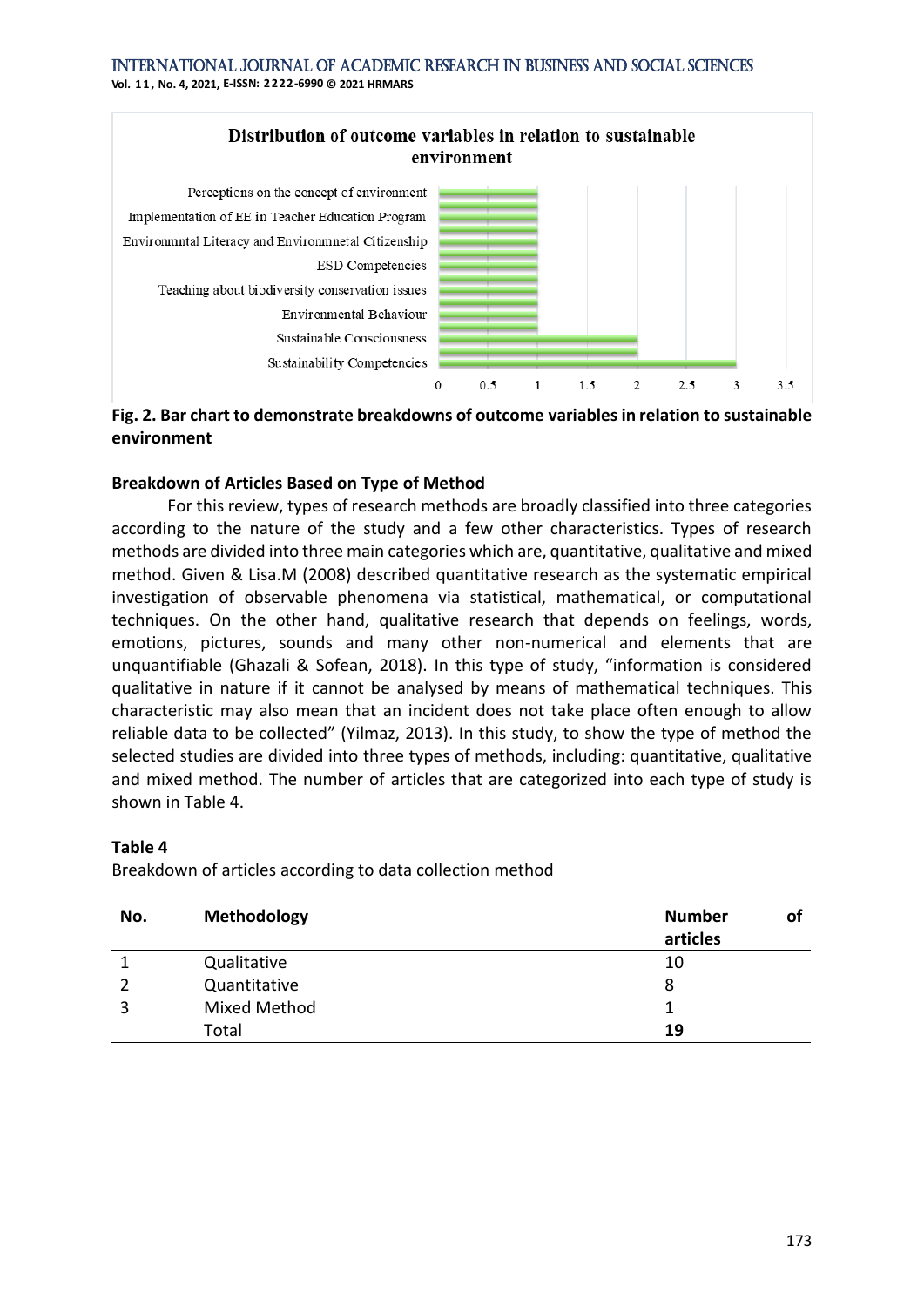**Fig. 2. Bar chart to demonstrate breakdowns of outcome variables in relation to sustainable environment**

### Breakdown of Articles Based on Type of Method

For this review, types of research methods are broadly classified into three categories according to the nature of the study and a few other characteristics. Types of research methods are divided into three main categories which are, quantitative, qualitative and mixed method. Given & Lisa.M (2008) described quantitative research as the systematic empirical investigation of observable phenomena via statistical, mathematical, or computational techniques. On the other hand, qualitative research that depends on feelings, words, emotions, pictures, sounds and many other non-numerical and elements that are unquantifiable (Ghazali & Sofean, 2018). In this type of study, "information is considered qualitative in nature if it cannot be analysed by means of mathematical techniques. This characteristic may also mean that an incident does not take place often enough to allow reliable data to be collected" (Yilmaz, 2013). In this study, to show the type of method the selected studies are divided into three types of methods, including: quantitative, qualitative and mixed method. The number of articles that are categorized into each type of study is shown in Table 4.

**Table 4**

Breakdown of articles according to data collection method

| No. | Methodology | Number of articles |
|---|---|---|
| 1 | Qualitative | 10 |
| 2 | Quantitative | 8 |
| 3 | Mixed Method | 1 |
| | Total | **19** |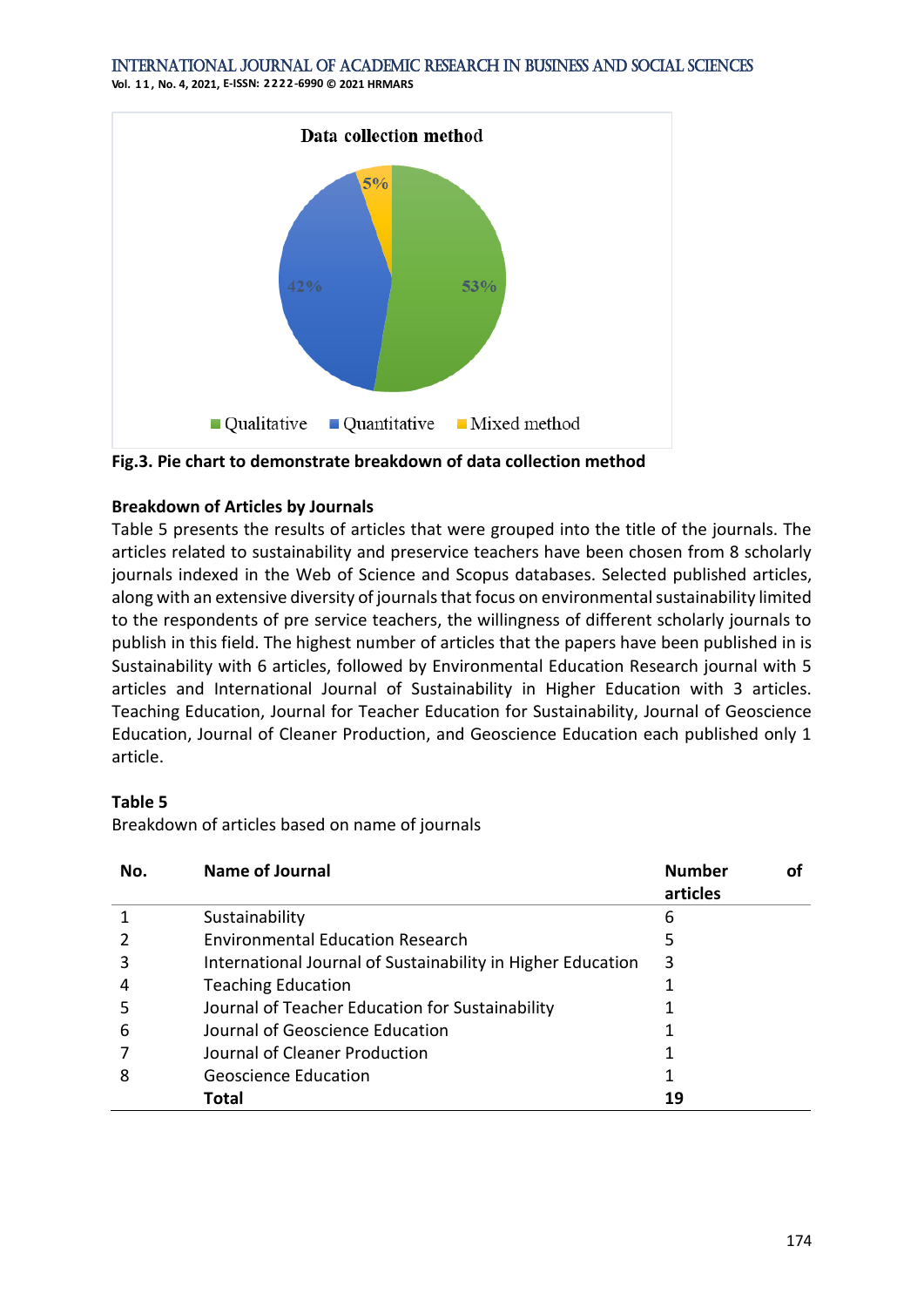**Fig.3. Pie chart to demonstrate breakdown of data collection method**

**Breakdown of Articles by Journals**

Table 5 presents the results of articles that were grouped into the title of the journals. The articles related to sustainability and preservice teachers have been chosen from 8 scholarly journals indexed in the Web of Science and Scopus databases. Selected published articles, along with an extensive diversity of journals that focus on environmental sustainability limited to the respondents of pre service teachers, the willingness of different scholarly journals to publish in this field. The highest number of articles that the papers have been published in is Sustainability with 6 articles, followed by Environmental Education Research journal with 5 articles and International Journal of Sustainability in Higher Education with 3 articles. Teaching Education, Journal for Teacher Education for Sustainability, Journal of Geoscience Education, Journal of Cleaner Production, and Geoscience Education each published only 1 article.

**Table 5**

Breakdown of articles based on name of journals

| No. | Name of Journal | Number of articles |
|---|---|---|
| 1 | Sustainability | 6 |
| 2 | Environmental Education Research | 5 |
| 3 | International Journal of Sustainability in Higher Education | 3 |
| 4 | Teaching Education | 1 |
| 5 | Journal of Teacher Education for Sustainability | 1 |
| 6 | Journal of Geoscience Education | 1 |
| 7 | Journal of Cleaner Production | 1 |
| 8 | Geoscience Education | 1 |
| | **Total** | **19** |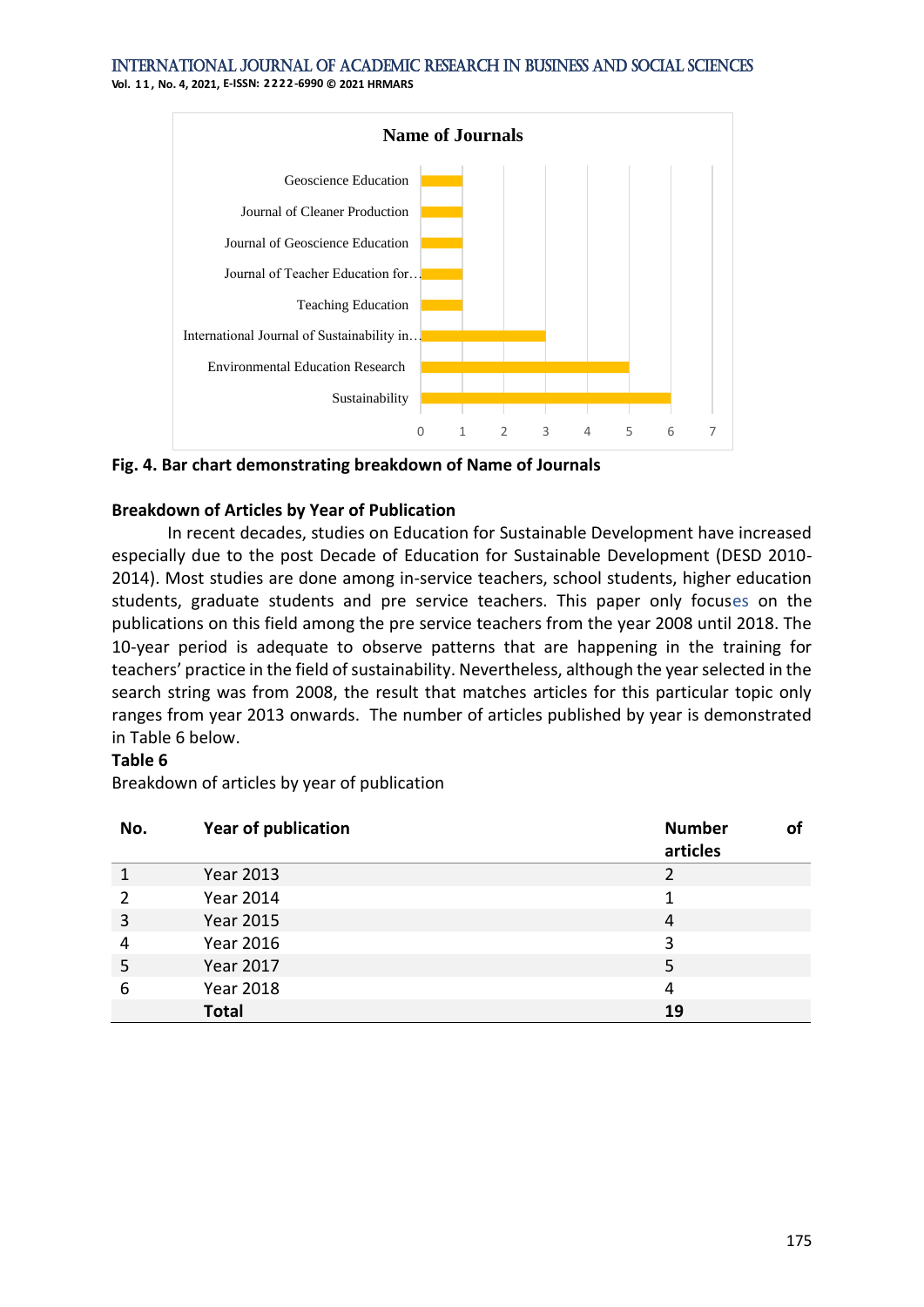**Fig. 4. Bar chart demonstrating breakdown of Name of Journals**

**Breakdown of Articles by Year of Publication**

In recent decades, studies on Education for Sustainable Development have increased especially due to the post Decade of Education for Sustainable Development (DESD 2010-2014). Most studies are done among in-service teachers, school students, higher education students, graduate students and pre service teachers. This paper only focuses on the publications on this field among the pre service teachers from the year 2008 until 2018. The 10-year period is adequate to observe patterns that are happening in the training for teachers' practice in the field of sustainability. Nevertheless, although the year selected in the search string was from 2008, the result that matches articles for this particular topic only ranges from year 2013 onwards. The number of articles published by year is demonstrated in Table 6 below.

**Table 6**

Breakdown of articles by year of publication

| No. | Year of publication | Number of articles |
|---|---|---|
| 1 | Year 2013 | 2 |
| 2 | Year 2014 | 1 |
| 3 | Year 2015 | 4 |
| 4 | Year 2016 | 3 |
| 5 | Year 2017 | 5 |
| 6 | Year 2018 | 4 |
| | **Total** | **19** |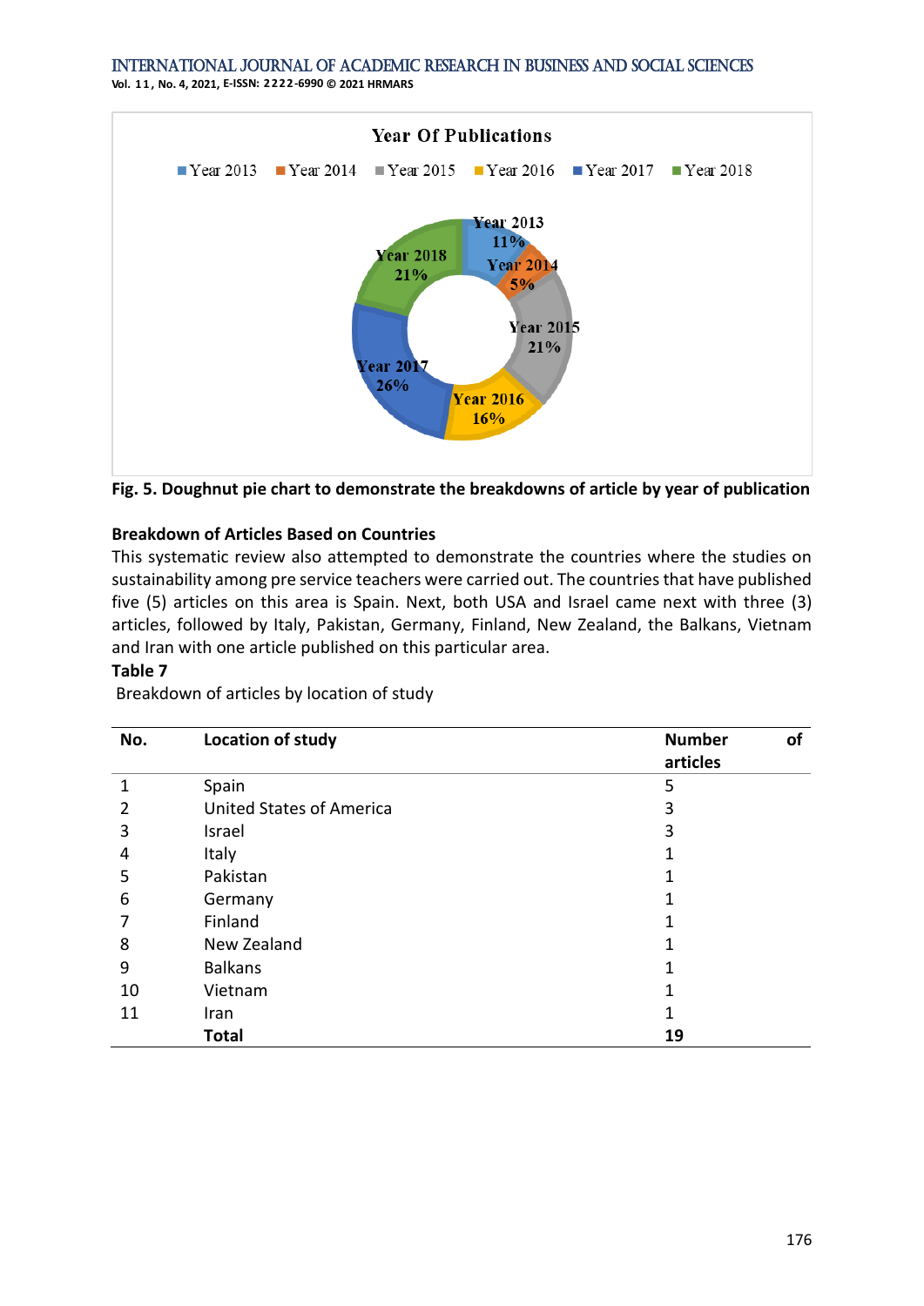Year Of Publications

Year 2013 | Year 2014 | Year 2015 | Year 2016 | Year 2017 | Year 2018

Year 2013 11%
Year 2014 5%
Year 2015 21%
Year 2016 16%
Year 2017 26%
Year 2018 21%

**Fig. 5. Doughnut pie chart to demonstrate the breakdowns of article by year of publication**

**Breakdown of Articles Based on Countries**

This systematic review also attempted to demonstrate the countries where the studies on sustainability among pre service teachers were carried out. The countries that have published five (5) articles on this area is Spain. Next, both USA and Israel came next with three (3) articles, followed by Italy, Pakistan, Germany, Finland, New Zealand, the Balkans, Vietnam and Iran with one article published on this particular area.

**Table 7**

Breakdown of articles by location of study

| **No.** | **Location of study** | **Number of articles** |
|---|---|---|
| 1 | Spain | 5 |
| 2 | United States of America | 3 |
| 3 | Israel | 3 |
| 4 | Italy | 1 |
| 5 | Pakistan | 1 |
| 6 | Germany | 1 |
| 7 | Finland | 1 |
| 8 | New Zealand | 1 |
| 9 | Balkans | 1 |
| 10 | Vietnam | 1 |
| 11 | Iran | 1 |
| | **Total** | **19** |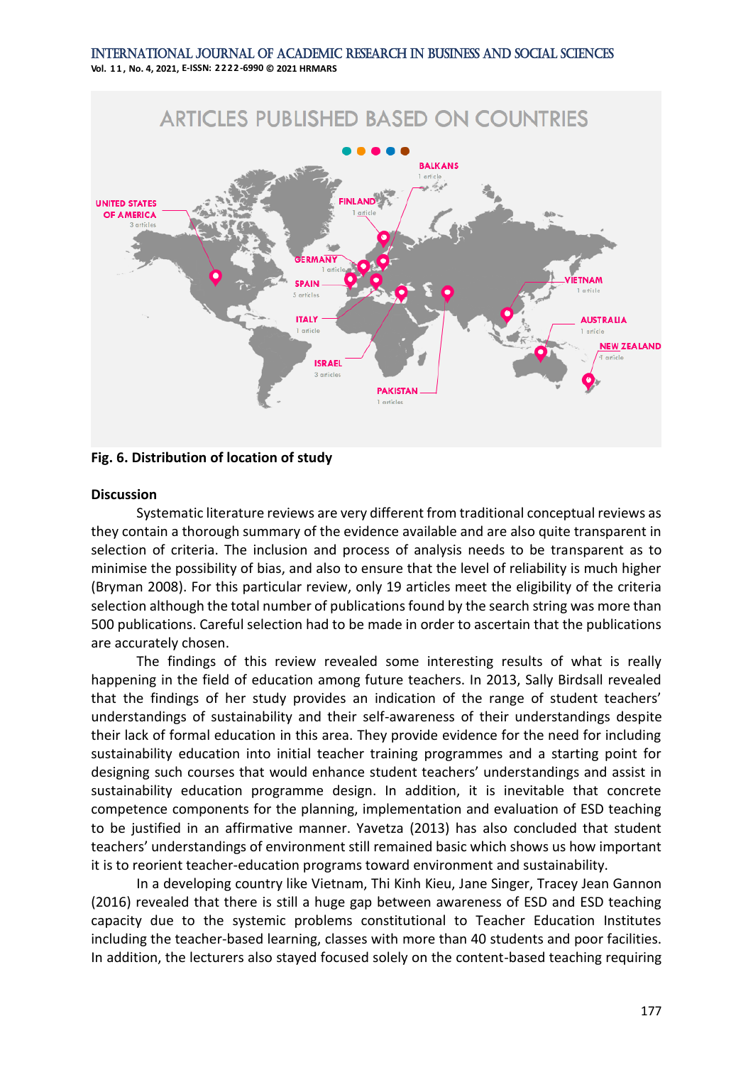ARTICLES PUBLISHED BASED ON COUNTRIES

UNITED STATES OF AMERICA 3 articles

FINLAND 1 article

BALKANS 1 article

GERMANY 1 article

SPAIN 5 articles

ITALY 1 article

ISRAEL 3 articles

PAKISTAN 1 articles

VIETNAM 1 article

AUSTRALIA 1 article

NEW ZEALAND 1 article

**Fig. 6. Distribution of location of study**

**Discussion**

Systematic literature reviews are very different from traditional conceptual reviews as they contain a thorough summary of the evidence available and are also quite transparent in selection of criteria. The inclusion and process of analysis needs to be transparent as to minimise the possibility of bias, and also to ensure that the level of reliability is much higher (Bryman 2008). For this particular review, only 19 articles meet the eligibility of the criteria selection although the total number of publications found by the search string was more than 500 publications. Careful selection had to be made in order to ascertain that the publications are accurately chosen.

The findings of this review revealed some interesting results of what is really happening in the field of education among future teachers. In 2013, Sally Birdsall revealed that the findings of her study provides an indication of the range of student teachers' understandings of sustainability and their self-awareness of their understandings despite their lack of formal education in this area. They provide evidence for the need for including sustainability education into initial teacher training programmes and a starting point for designing such courses that would enhance student teachers' understandings and assist in sustainability education programme design. In addition, it is inevitable that concrete competence components for the planning, implementation and evaluation of ESD teaching to be justified in an affirmative manner. Yavetza (2013) has also concluded that student teachers' understandings of environment still remained basic which shows us how important it is to reorient teacher-education programs toward environment and sustainability.

In a developing country like Vietnam, Thi Kinh Kieu, Jane Singer, Tracey Jean Gannon (2016) revealed that there is still a huge gap between awareness of ESD and ESD teaching capacity due to the systemic problems constitutional to Teacher Education Institutes including the teacher-based learning, classes with more than 40 students and poor facilities. In addition, the lecturers also stayed focused solely on the content-based teaching requiring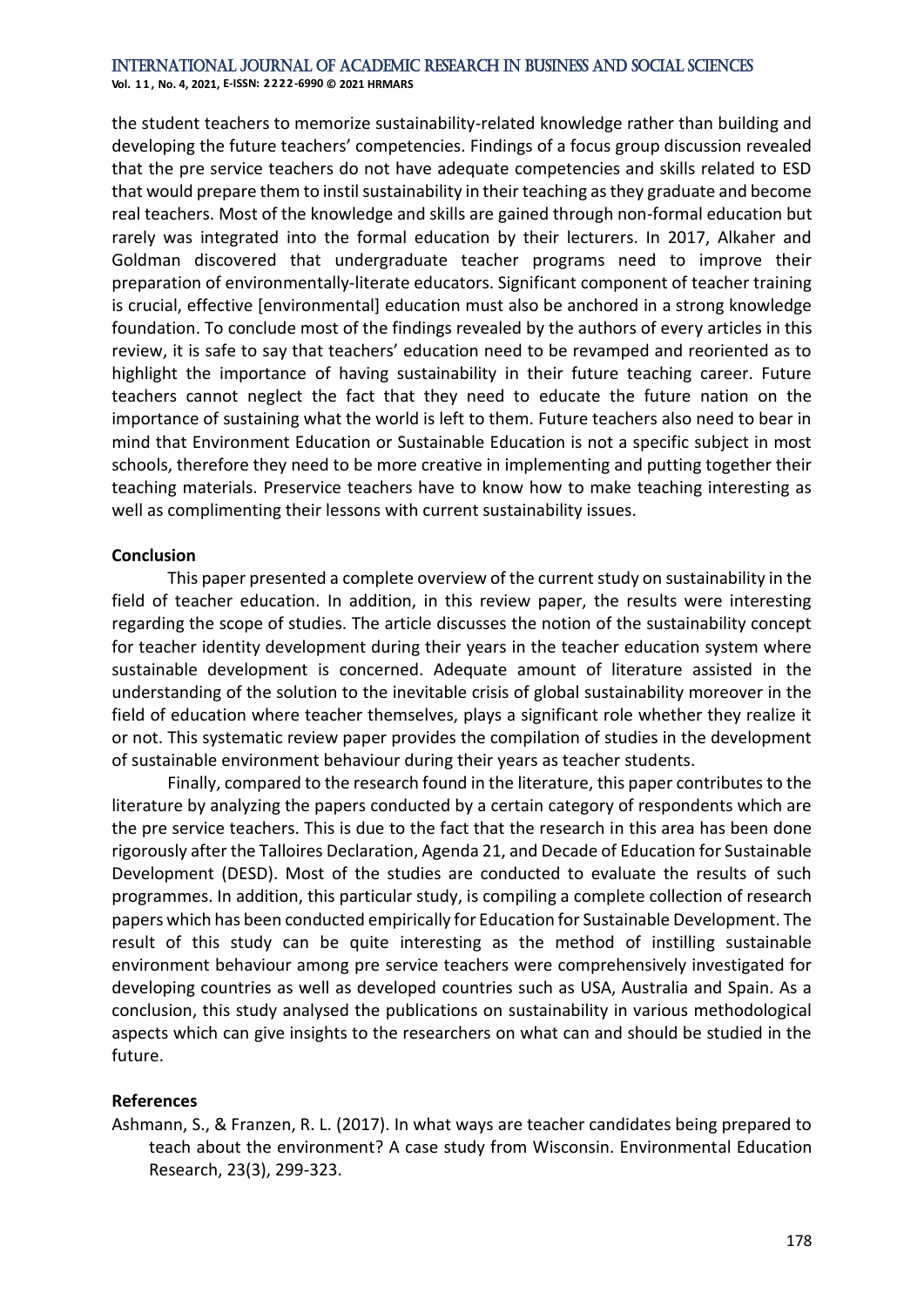the student teachers to memorize sustainability-related knowledge rather than building and developing the future teachers' competencies. Findings of a focus group discussion revealed that the pre service teachers do not have adequate competencies and skills related to ESD that would prepare them to instil sustainability in their teaching as they graduate and become real teachers. Most of the knowledge and skills are gained through non-formal education but rarely was integrated into the formal education by their lecturers. In 2017, Alkaher and Goldman discovered that undergraduate teacher programs need to improve their preparation of environmentally-literate educators. Significant component of teacher training is crucial, effective [environmental] education must also be anchored in a strong knowledge foundation. To conclude most of the findings revealed by the authors of every articles in this review, it is safe to say that teachers' education need to be revamped and reoriented as to highlight the importance of having sustainability in their future teaching career. Future teachers cannot neglect the fact that they need to educate the future nation on the importance of sustaining what the world is left to them. Future teachers also need to bear in mind that Environment Education or Sustainable Education is not a specific subject in most schools, therefore they need to be more creative in implementing and putting together their teaching materials. Preservice teachers have to know how to make teaching interesting as well as complimenting their lessons with current sustainability issues.

**Conclusion**

This paper presented a complete overview of the current study on sustainability in the field of teacher education. In addition, in this review paper, the results were interesting regarding the scope of studies. The article discusses the notion of the sustainability concept for teacher identity development during their years in the teacher education system where sustainable development is concerned. Adequate amount of literature assisted in the understanding of the solution to the inevitable crisis of global sustainability moreover in the field of education where teacher themselves, plays a significant role whether they realize it or not. This systematic review paper provides the compilation of studies in the development of sustainable environment behaviour during their years as teacher students.

Finally, compared to the research found in the literature, this paper contributes to the literature by analyzing the papers conducted by a certain category of respondents which are the pre service teachers. This is due to the fact that the research in this area has been done rigorously after the Talloires Declaration, Agenda 21, and Decade of Education for Sustainable Development (DESD). Most of the studies are conducted to evaluate the results of such programmes. In addition, this particular study, is compiling a complete collection of research papers which has been conducted empirically for Education for Sustainable Development. The result of this study can be quite interesting as the method of instilling sustainable environment behaviour among pre service teachers were comprehensively investigated for developing countries as well as developed countries such as USA, Australia and Spain. As a conclusion, this study analysed the publications on sustainability in various methodological aspects which can give insights to the researchers on what can and should be studied in the future.

**References**

Ashmann, S., & Franzen, R. L. (2017). In what ways are teacher candidates being prepared to teach about the environment? A case study from Wisconsin. Environmental Education Research, 23(3), 299-323.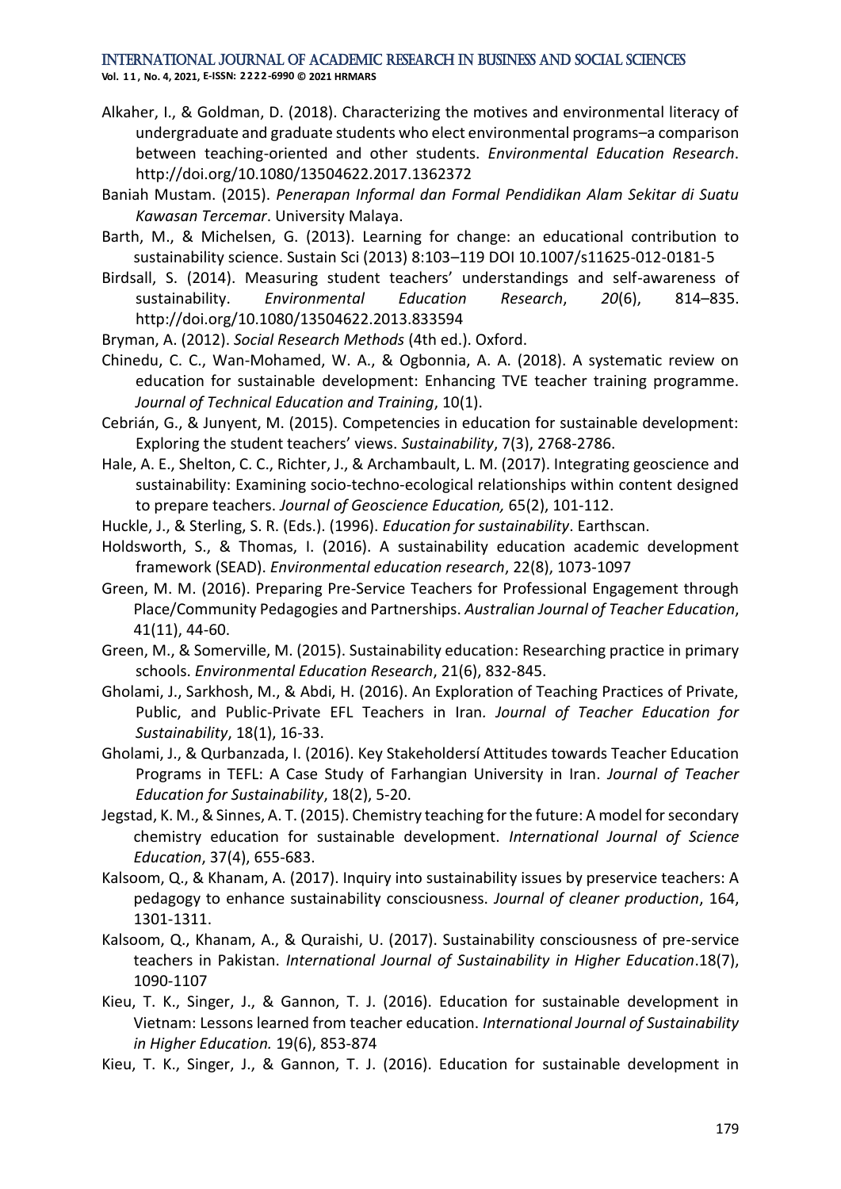Alkaher, I., & Goldman, D. (2018). Characterizing the motives and environmental literacy of undergraduate and graduate students who elect environmental programs–a comparison between teaching-oriented and other students. *Environmental Education Research*. http://doi.org/10.1080/13504622.2017.1362372

Baniah Mustam. (2015). *Penerapan Informal dan Formal Pendidikan Alam Sekitar di Suatu Kawasan Tercemar*. University Malaya.

Barth, M., & Michelsen, G. (2013). Learning for change: an educational contribution to sustainability science. Sustain Sci (2013) 8:103–119 DOI 10.1007/s11625-012-0181-5

Birdsall, S. (2014). Measuring student teachers' understandings and self-awareness of sustainability. *Environmental Education Research*, *20*(6), 814–835. http://doi.org/10.1080/13504622.2013.833594

Bryman, A. (2012). *Social Research Methods* (4th ed.). Oxford.

Chinedu, C. C., Wan-Mohamed, W. A., & Ogbonnia, A. A. (2018). A systematic review on education for sustainable development: Enhancing TVE teacher training programme. *Journal of Technical Education and Training*, 10(1).

Cebrián, G., & Junyent, M. (2015). Competencies in education for sustainable development: Exploring the student teachers' views. *Sustainability*, 7(3), 2768-2786.

Hale, A. E., Shelton, C. C., Richter, J., & Archambault, L. M. (2017). Integrating geoscience and sustainability: Examining socio-techno-ecological relationships within content designed to prepare teachers. *Journal of Geoscience Education,* 65(2), 101-112.

Huckle, J., & Sterling, S. R. (Eds.). (1996). *Education for sustainability*. Earthscan.

Holdsworth, S., & Thomas, I. (2016). A sustainability education academic development framework (SEAD). *Environmental education research*, 22(8), 1073-1097

Green, M. M. (2016). Preparing Pre-Service Teachers for Professional Engagement through Place/Community Pedagogies and Partnerships. *Australian Journal of Teacher Education*, 41(11), 44-60.

Green, M., & Somerville, M. (2015). Sustainability education: Researching practice in primary schools. *Environmental Education Research*, 21(6), 832-845.

Gholami, J., Sarkhosh, M., & Abdi, H. (2016). An Exploration of Teaching Practices of Private, Public, and Public-Private EFL Teachers in Iran. *Journal of Teacher Education for Sustainability*, 18(1), 16-33.

Gholami, J., & Qurbanzada, I. (2016). Key Stakeholdersí Attitudes towards Teacher Education Programs in TEFL: A Case Study of Farhangian University in Iran. *Journal of Teacher Education for Sustainability*, 18(2), 5-20.

Jegstad, K. M., & Sinnes, A. T. (2015). Chemistry teaching for the future: A model for secondary chemistry education for sustainable development. *International Journal of Science Education*, 37(4), 655-683.

Kalsoom, Q., & Khanam, A. (2017). Inquiry into sustainability issues by preservice teachers: A pedagogy to enhance sustainability consciousness. *Journal of cleaner production*, 164, 1301-1311.

Kalsoom, Q., Khanam, A., & Quraishi, U. (2017). Sustainability consciousness of pre-service teachers in Pakistan. *International Journal of Sustainability in Higher Education*.18(7), 1090-1107

Kieu, T. K., Singer, J., & Gannon, T. J. (2016). Education for sustainable development in Vietnam: Lessons learned from teacher education. *International Journal of Sustainability in Higher Education.* 19(6), 853-874

Kieu, T. K., Singer, J., & Gannon, T. J. (2016). Education for sustainable development in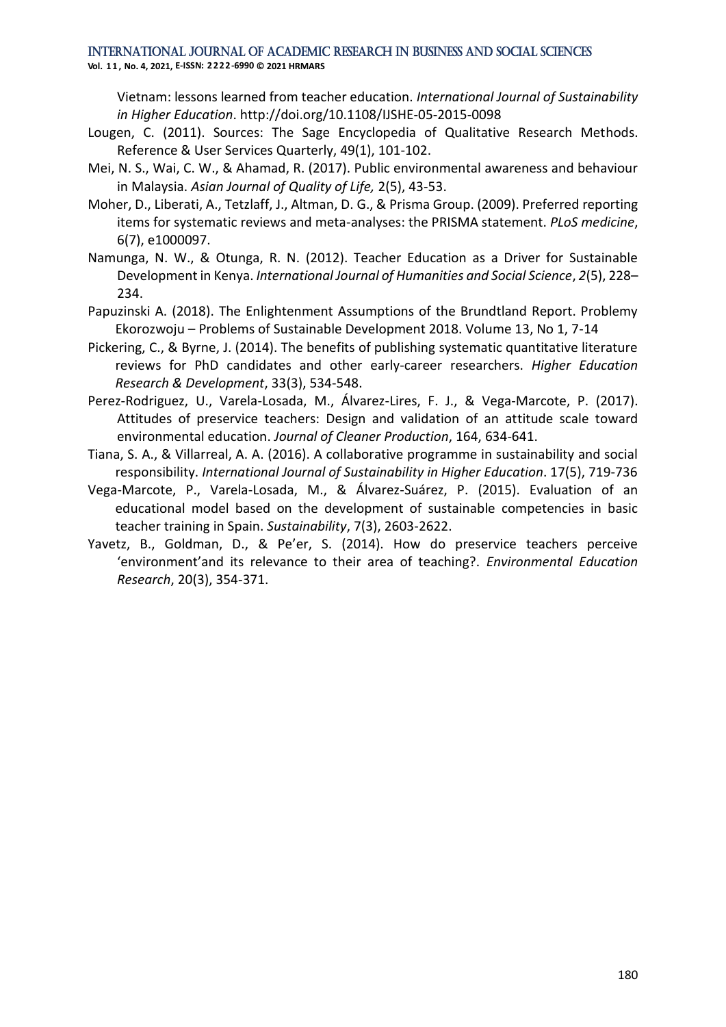Vietnam: lessons learned from teacher education. *International Journal of Sustainability in Higher Education*. http://doi.org/10.1108/IJSHE-05-2015-0098

Lougen, C. (2011). Sources: The Sage Encyclopedia of Qualitative Research Methods. Reference & User Services Quarterly, 49(1), 101-102.

Mei, N. S., Wai, C. W., & Ahamad, R. (2017). Public environmental awareness and behaviour in Malaysia. *Asian Journal of Quality of Life,* 2(5), 43-53.

Moher, D., Liberati, A., Tetzlaff, J., Altman, D. G., & Prisma Group. (2009). Preferred reporting items for systematic reviews and meta-analyses: the PRISMA statement. *PLoS medicine*, 6(7), e1000097.

Namunga, N. W., & Otunga, R. N. (2012). Teacher Education as a Driver for Sustainable Development in Kenya. *International Journal of Humanities and Social Science*, *2*(5), 228–234.

Papuzinski A. (2018). The Enlightenment Assumptions of the Brundtland Report. Problemy Ekorozwoju – Problems of Sustainable Development 2018. Volume 13, No 1, 7-14

Pickering, C., & Byrne, J. (2014). The benefits of publishing systematic quantitative literature reviews for PhD candidates and other early-career researchers. *Higher Education Research & Development*, 33(3), 534-548.

Perez-Rodriguez, U., Varela-Losada, M., Álvarez-Lires, F. J., & Vega-Marcote, P. (2017). Attitudes of preservice teachers: Design and validation of an attitude scale toward environmental education. *Journal of Cleaner Production*, 164, 634-641.

Tiana, S. A., & Villarreal, A. A. (2016). A collaborative programme in sustainability and social responsibility. *International Journal of Sustainability in Higher Education*. 17(5), 719-736

Vega-Marcote, P., Varela-Losada, M., & Álvarez-Suárez, P. (2015). Evaluation of an educational model based on the development of sustainable competencies in basic teacher training in Spain. *Sustainability*, 7(3), 2603-2622.

Yavetz, B., Goldman, D., & Pe'er, S. (2014). How do preservice teachers perceive 'environment'and its relevance to their area of teaching?. *Environmental Education Research*, 20(3), 354-371.